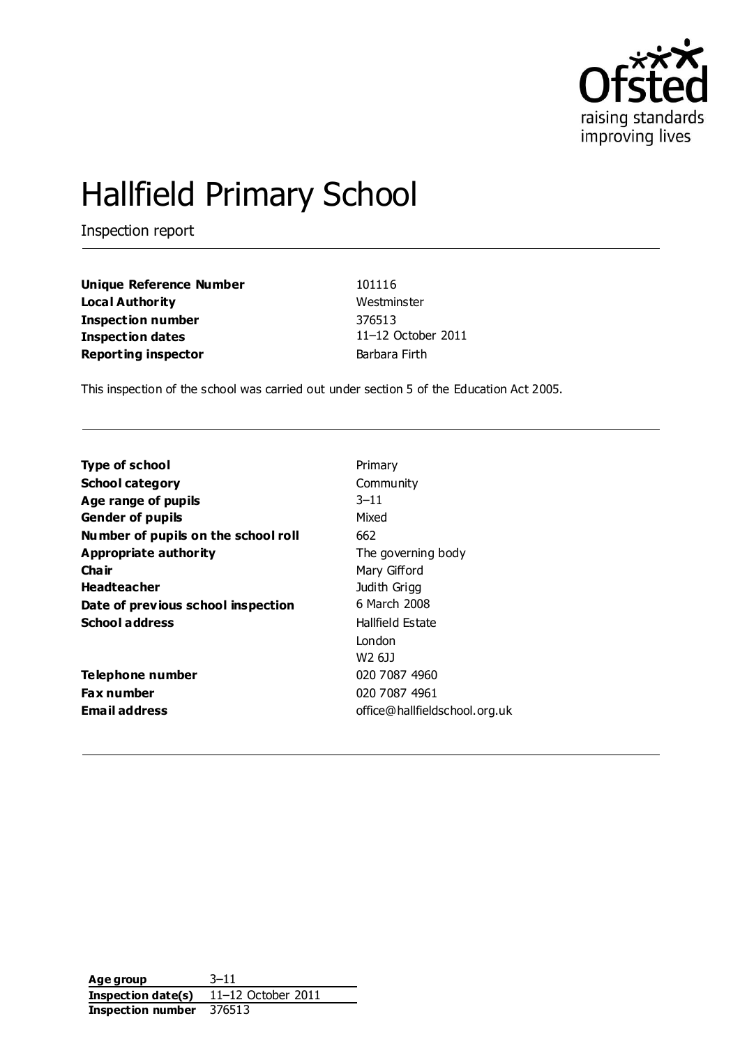Ofsted

raising standards
improving lives

# Hallfield Primary School

Inspection report

| | |
|---|---|
| **Unique Reference Number** | 101116 |
| **Local Authority** | Westminster |
| **Inspection number** | 376513 |
| **Inspection dates** | 11–12 October 2011 |
| **Reporting inspector** | Barbara Firth |

This inspection of the school was carried out under section 5 of the Education Act 2005.

| | |
|---|---|
| **Type of school** | Primary |
| **School category** | Community |
| **Age range of pupils** | 3–11 |
| **Gender of pupils** | Mixed |
| **Number of pupils on the school roll** | 662 |
| **Appropriate authority** | The governing body |
| **Chair** | Mary Gifford |
| **Headteacher** | Judith Grigg |
| **Date of previous school inspection** | 6 March 2008 |
| **School address** | Hallfield Estate<br>London<br>W2 6JJ |
| **Telephone number** | 020 7087 4960 |
| **Fax number** | 020 7087 4961 |
| **Email address** | office@hallfieldschool.org.uk |

| | |
|---|---|
| **Age group** | 3–11 |
| **Inspection date(s)** | 11–12 October 2011 |
| **Inspection number** | 376513 |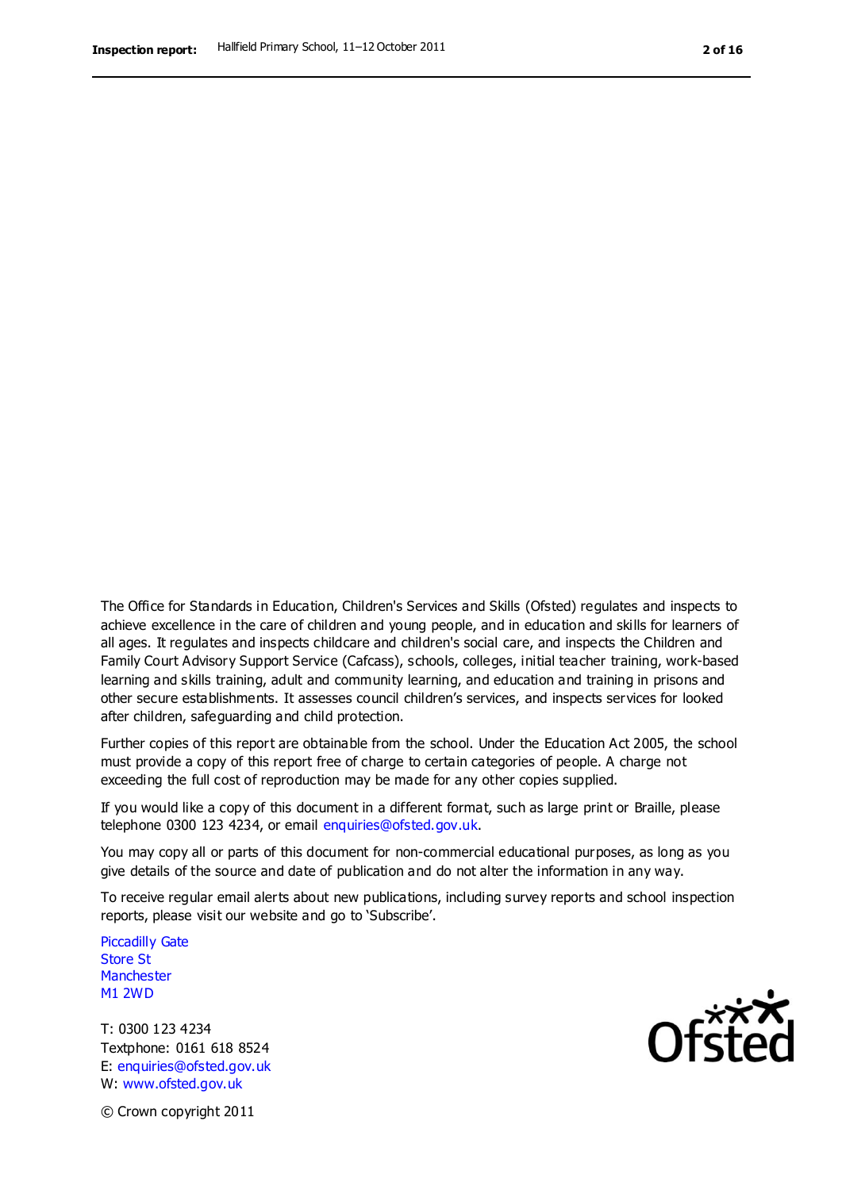The Office for Standards in Education, Children's Services and Skills (Ofsted) regulates and inspects to achieve excellence in the care of children and young people, and in education and skills for learners of all ages. It regulates and inspects childcare and children's social care, and inspects the Children and Family Court Advisory Support Service (Cafcass), schools, colleges, initial teacher training, work-based learning and skills training, adult and community learning, and education and training in prisons and other secure establishments. It assesses council children's services, and inspects services for looked after children, safeguarding and child protection.

Further copies of this report are obtainable from the school. Under the Education Act 2005, the school must provide a copy of this report free of charge to certain categories of people. A charge not exceeding the full cost of reproduction may be made for any other copies supplied.

If you would like a copy of this document in a different format, such as large print or Braille, please telephone 0300 123 4234, or email enquiries@ofsted.gov.uk.

You may copy all or parts of this document for non-commercial educational purposes, as long as you give details of the source and date of publication and do not alter the information in any way.

To receive regular email alerts about new publications, including survey reports and school inspection reports, please visit our website and go to 'Subscribe'.

Piccadilly Gate
Store St
Manchester
M1 2WD

T: 0300 123 4234
Textphone: 0161 618 8524
E: enquiries@ofsted.gov.uk
W: www.ofsted.gov.uk

© Crown copyright 2011

Ofsted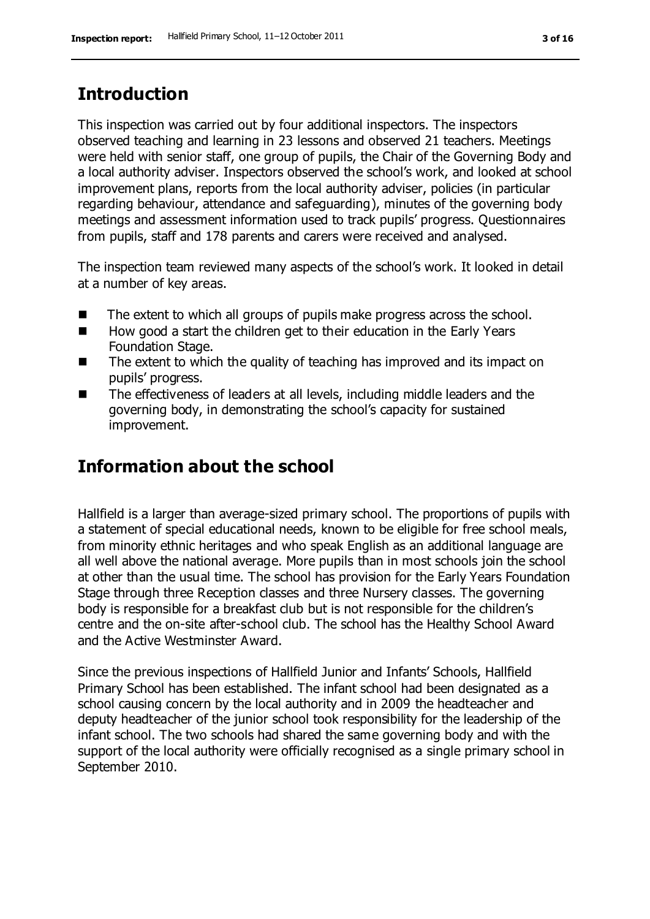## Introduction

This inspection was carried out by four additional inspectors. The inspectors observed teaching and learning in 23 lessons and observed 21 teachers. Meetings were held with senior staff, one group of pupils, the Chair of the Governing Body and a local authority adviser. Inspectors observed the school's work, and looked at school improvement plans, reports from the local authority adviser, policies (in particular regarding behaviour, attendance and safeguarding), minutes of the governing body meetings and assessment information used to track pupils' progress. Questionnaires from pupils, staff and 178 parents and carers were received and analysed.

The inspection team reviewed many aspects of the school's work. It looked in detail at a number of key areas.

- The extent to which all groups of pupils make progress across the school.
- How good a start the children get to their education in the Early Years Foundation Stage.
- The extent to which the quality of teaching has improved and its impact on pupils' progress.
- The effectiveness of leaders at all levels, including middle leaders and the governing body, in demonstrating the school's capacity for sustained improvement.

## Information about the school

Hallfield is a larger than average-sized primary school. The proportions of pupils with a statement of special educational needs, known to be eligible for free school meals, from minority ethnic heritages and who speak English as an additional language are all well above the national average. More pupils than in most schools join the school at other than the usual time. The school has provision for the Early Years Foundation Stage through three Reception classes and three Nursery classes. The governing body is responsible for a breakfast club but is not responsible for the children's centre and the on-site after-school club. The school has the Healthy School Award and the Active Westminster Award.

Since the previous inspections of Hallfield Junior and Infants' Schools, Hallfield Primary School has been established. The infant school had been designated as a school causing concern by the local authority and in 2009 the headteacher and deputy headteacher of the junior school took responsibility for the leadership of the infant school. The two schools had shared the same governing body and with the support of the local authority were officially recognised as a single primary school in September 2010.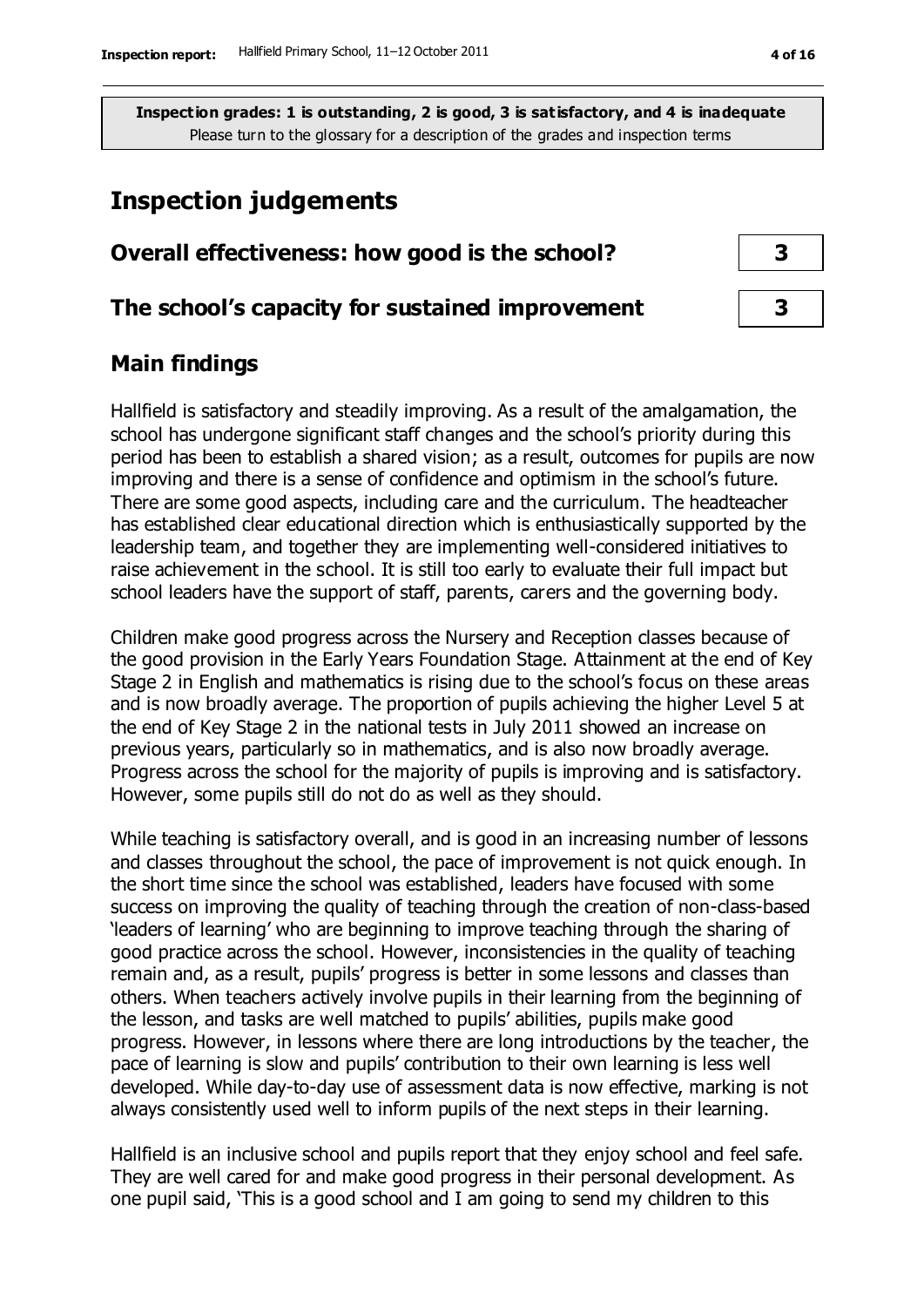**Inspection grades: 1 is outstanding, 2 is good, 3 is satisfactory, and 4 is inadequate**
Please turn to the glossary for a description of the grades and inspection terms

# Inspection judgements

## Overall effectiveness: how good is the school? — 3

## The school's capacity for sustained improvement — 3

## Main findings

Hallfield is satisfactory and steadily improving. As a result of the amalgamation, the school has undergone significant staff changes and the school's priority during this period has been to establish a shared vision; as a result, outcomes for pupils are now improving and there is a sense of confidence and optimism in the school's future. There are some good aspects, including care and the curriculum. The headteacher has established clear educational direction which is enthusiastically supported by the leadership team, and together they are implementing well-considered initiatives to raise achievement in the school. It is still too early to evaluate their full impact but school leaders have the support of staff, parents, carers and the governing body.

Children make good progress across the Nursery and Reception classes because of the good provision in the Early Years Foundation Stage. Attainment at the end of Key Stage 2 in English and mathematics is rising due to the school's focus on these areas and is now broadly average. The proportion of pupils achieving the higher Level 5 at the end of Key Stage 2 in the national tests in July 2011 showed an increase on previous years, particularly so in mathematics, and is also now broadly average. Progress across the school for the majority of pupils is improving and is satisfactory. However, some pupils still do not do as well as they should.

While teaching is satisfactory overall, and is good in an increasing number of lessons and classes throughout the school, the pace of improvement is not quick enough. In the short time since the school was established, leaders have focused with some success on improving the quality of teaching through the creation of non-class-based 'leaders of learning' who are beginning to improve teaching through the sharing of good practice across the school. However, inconsistencies in the quality of teaching remain and, as a result, pupils' progress is better in some lessons and classes than others. When teachers actively involve pupils in their learning from the beginning of the lesson, and tasks are well matched to pupils' abilities, pupils make good progress. However, in lessons where there are long introductions by the teacher, the pace of learning is slow and pupils' contribution to their own learning is less well developed. While day-to-day use of assessment data is now effective, marking is not always consistently used well to inform pupils of the next steps in their learning.

Hallfield is an inclusive school and pupils report that they enjoy school and feel safe. They are well cared for and make good progress in their personal development. As one pupil said, 'This is a good school and I am going to send my children to this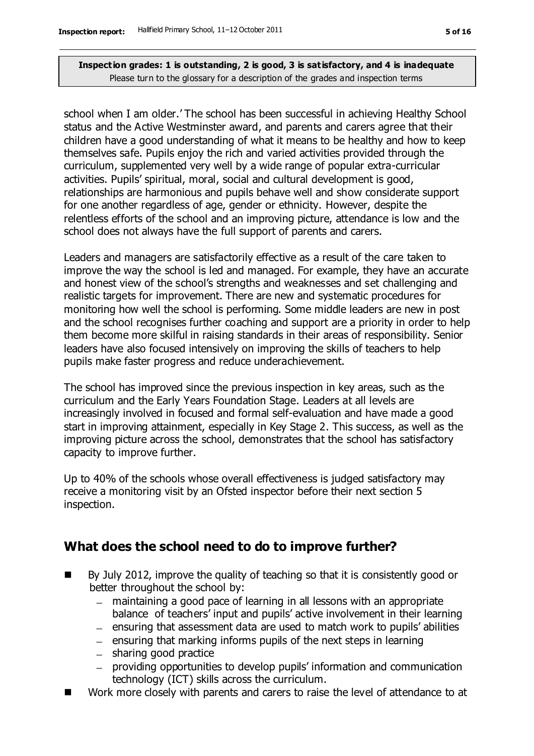**Inspection grades: 1 is outstanding, 2 is good, 3 is satisfactory, and 4 is inadequate**
Please turn to the glossary for a description of the grades and inspection terms

school when I am older.' The school has been successful in achieving Healthy School status and the Active Westminster award, and parents and carers agree that their children have a good understanding of what it means to be healthy and how to keep themselves safe. Pupils enjoy the rich and varied activities provided through the curriculum, supplemented very well by a wide range of popular extra-curricular activities. Pupils' spiritual, moral, social and cultural development is good, relationships are harmonious and pupils behave well and show considerate support for one another regardless of age, gender or ethnicity. However, despite the relentless efforts of the school and an improving picture, attendance is low and the school does not always have the full support of parents and carers.

Leaders and managers are satisfactorily effective as a result of the care taken to improve the way the school is led and managed. For example, they have an accurate and honest view of the school's strengths and weaknesses and set challenging and realistic targets for improvement. There are new and systematic procedures for monitoring how well the school is performing. Some middle leaders are new in post and the school recognises further coaching and support are a priority in order to help them become more skilful in raising standards in their areas of responsibility. Senior leaders have also focused intensively on improving the skills of teachers to help pupils make faster progress and reduce underachievement.

The school has improved since the previous inspection in key areas, such as the curriculum and the Early Years Foundation Stage. Leaders at all levels are increasingly involved in focused and formal self-evaluation and have made a good start in improving attainment, especially in Key Stage 2. This success, as well as the improving picture across the school, demonstrates that the school has satisfactory capacity to improve further.

Up to 40% of the schools whose overall effectiveness is judged satisfactory may receive a monitoring visit by an Ofsted inspector before their next section 5 inspection.

## What does the school need to do to improve further?

- By July 2012, improve the quality of teaching so that it is consistently good or better throughout the school by:
  - maintaining a good pace of learning in all lessons with an appropriate balance of teachers' input and pupils' active involvement in their learning
  - ensuring that assessment data are used to match work to pupils' abilities
  - ensuring that marking informs pupils of the next steps in learning
  - sharing good practice
  - providing opportunities to develop pupils' information and communication technology (ICT) skills across the curriculum.
- Work more closely with parents and carers to raise the level of attendance to at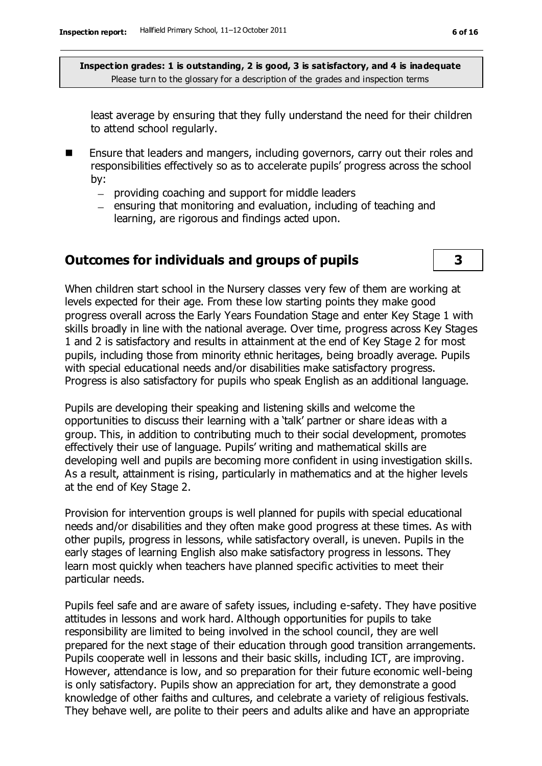least average by ensuring that they fully understand the need for their children to attend school regularly.

- Ensure that leaders and mangers, including governors, carry out their roles and responsibilities effectively so as to accelerate pupils' progress across the school by:
  - providing coaching and support for middle leaders
  - ensuring that monitoring and evaluation, including of teaching and learning, are rigorous and findings acted upon.

## Outcomes for individuals and groups of pupils — 3

When children start school in the Nursery classes very few of them are working at levels expected for their age. From these low starting points they make good progress overall across the Early Years Foundation Stage and enter Key Stage 1 with skills broadly in line with the national average. Over time, progress across Key Stages 1 and 2 is satisfactory and results in attainment at the end of Key Stage 2 for most pupils, including those from minority ethnic heritages, being broadly average. Pupils with special educational needs and/or disabilities make satisfactory progress. Progress is also satisfactory for pupils who speak English as an additional language.

Pupils are developing their speaking and listening skills and welcome the opportunities to discuss their learning with a 'talk' partner or share ideas with a group. This, in addition to contributing much to their social development, promotes effectively their use of language. Pupils' writing and mathematical skills are developing well and pupils are becoming more confident in using investigation skills. As a result, attainment is rising, particularly in mathematics and at the higher levels at the end of Key Stage 2.

Provision for intervention groups is well planned for pupils with special educational needs and/or disabilities and they often make good progress at these times. As with other pupils, progress in lessons, while satisfactory overall, is uneven. Pupils in the early stages of learning English also make satisfactory progress in lessons. They learn most quickly when teachers have planned specific activities to meet their particular needs.

Pupils feel safe and are aware of safety issues, including e-safety. They have positive attitudes in lessons and work hard. Although opportunities for pupils to take responsibility are limited to being involved in the school council, they are well prepared for the next stage of their education through good transition arrangements. Pupils cooperate well in lessons and their basic skills, including ICT, are improving. However, attendance is low, and so preparation for their future economic well-being is only satisfactory. Pupils show an appreciation for art, they demonstrate a good knowledge of other faiths and cultures, and celebrate a variety of religious festivals. They behave well, are polite to their peers and adults alike and have an appropriate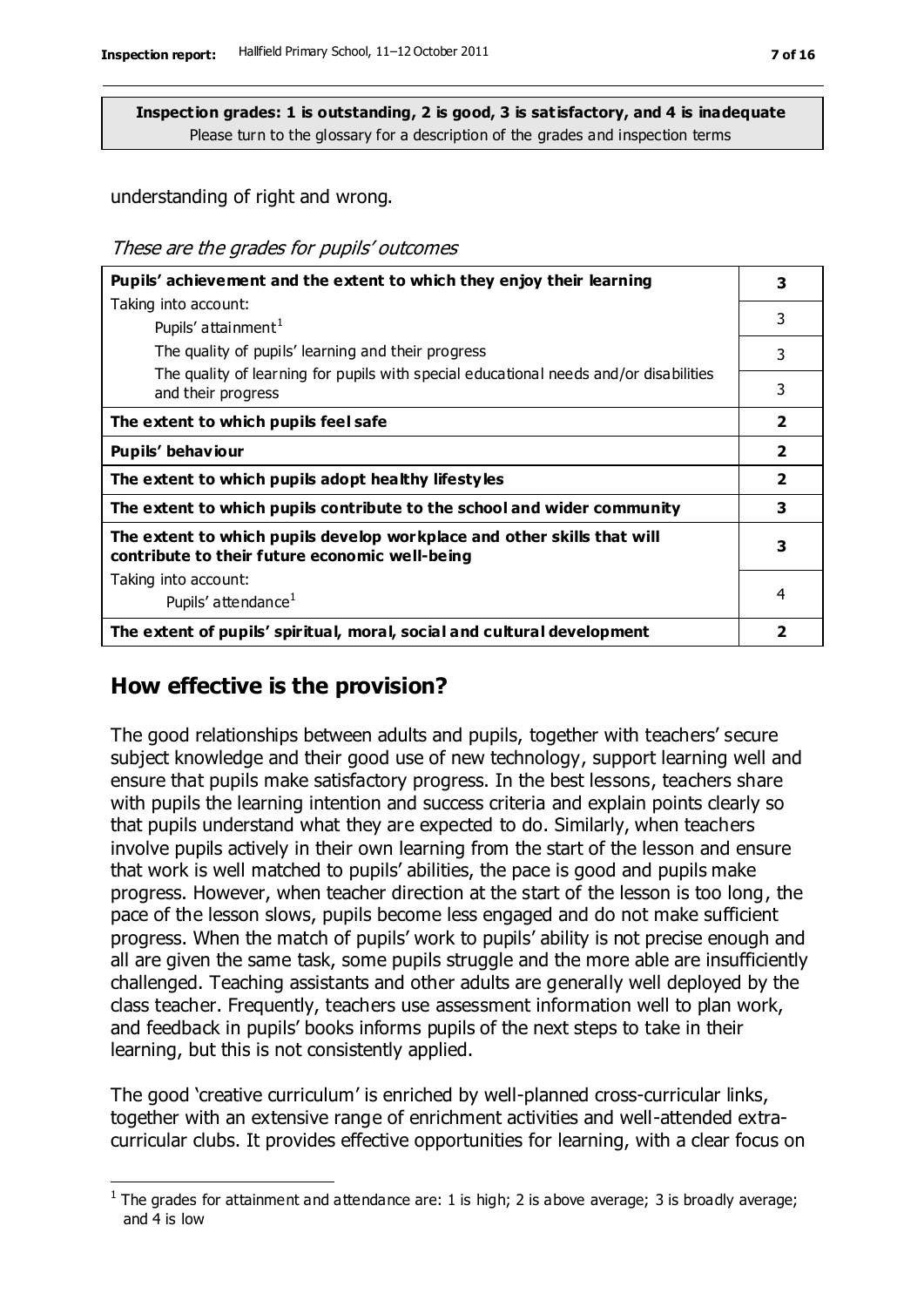**Inspection grades: 1 is outstanding, 2 is good, 3 is satisfactory, and 4 is inadequate**
Please turn to the glossary for a description of the grades and inspection terms

understanding of right and wrong.

*These are the grades for pupils' outcomes*

| | |
|---|---|
| **Pupils' achievement and the extent to which they enjoy their learning** | **3** |
| Taking into account: Pupils' attainment[1] | 3 |
| The quality of pupils' learning and their progress | 3 |
| The quality of learning for pupils with special educational needs and/or disabilities and their progress | 3 |
| **The extent to which pupils feel safe** | **2** |
| **Pupils' behaviour** | **2** |
| **The extent to which pupils adopt healthy lifestyles** | **2** |
| **The extent to which pupils contribute to the school and wider community** | **3** |
| **The extent to which pupils develop workplace and other skills that will contribute to their future economic well-being** | **3** |
| Taking into account: Pupils' attendance[1] | 4 |
| **The extent of pupils' spiritual, moral, social and cultural development** | **2** |

## How effective is the provision?

The good relationships between adults and pupils, together with teachers' secure subject knowledge and their good use of new technology, support learning well and ensure that pupils make satisfactory progress. In the best lessons, teachers share with pupils the learning intention and success criteria and explain points clearly so that pupils understand what they are expected to do. Similarly, when teachers involve pupils actively in their own learning from the start of the lesson and ensure that work is well matched to pupils' abilities, the pace is good and pupils make progress. However, when teacher direction at the start of the lesson is too long, the pace of the lesson slows, pupils become less engaged and do not make sufficient progress. When the match of pupils' work to pupils' ability is not precise enough and all are given the same task, some pupils struggle and the more able are insufficiently challenged. Teaching assistants and other adults are generally well deployed by the class teacher. Frequently, teachers use assessment information well to plan work, and feedback in pupils' books informs pupils of the next steps to take in their learning, but this is not consistently applied.

The good 'creative curriculum' is enriched by well-planned cross-curricular links, together with an extensive range of enrichment activities and well-attended extra-curricular clubs. It provides effective opportunities for learning, with a clear focus on

[1] The grades for attainment and attendance are: 1 is high; 2 is above average; 3 is broadly average; and 4 is low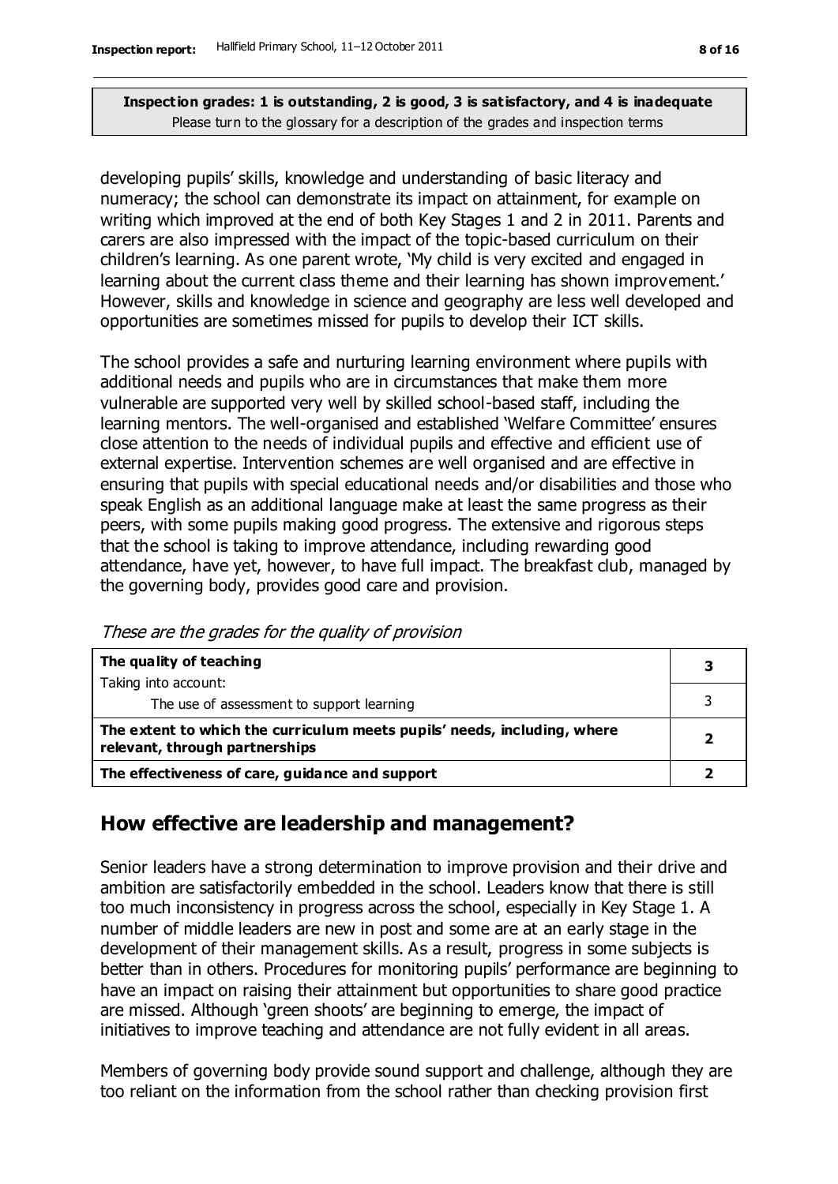**Inspection grades: 1 is outstanding, 2 is good, 3 is satisfactory, and 4 is inadequate**
Please turn to the glossary for a description of the grades and inspection terms

developing pupils' skills, knowledge and understanding of basic literacy and numeracy; the school can demonstrate its impact on attainment, for example on writing which improved at the end of both Key Stages 1 and 2 in 2011. Parents and carers are also impressed with the impact of the topic-based curriculum on their children's learning. As one parent wrote, 'My child is very excited and engaged in learning about the current class theme and their learning has shown improvement.' However, skills and knowledge in science and geography are less well developed and opportunities are sometimes missed for pupils to develop their ICT skills.

The school provides a safe and nurturing learning environment where pupils with additional needs and pupils who are in circumstances that make them more vulnerable are supported very well by skilled school-based staff, including the learning mentors. The well-organised and established 'Welfare Committee' ensures close attention to the needs of individual pupils and effective and efficient use of external expertise. Intervention schemes are well organised and are effective in ensuring that pupils with special educational needs and/or disabilities and those who speak English as an additional language make at least the same progress as their peers, with some pupils making good progress. The extensive and rigorous steps that the school is taking to improve attendance, including rewarding good attendance, have yet, however, to have full impact. The breakfast club, managed by the governing body, provides good care and provision.

*These are the grades for the quality of provision*

| | |
|---|---|
| **The quality of teaching**<br>Taking into account: | **3** |
| The use of assessment to support learning | 3 |
| **The extent to which the curriculum meets pupils' needs, including, where relevant, through partnerships** | **2** |
| **The effectiveness of care, guidance and support** | **2** |

## How effective are leadership and management?

Senior leaders have a strong determination to improve provision and their drive and ambition are satisfactorily embedded in the school. Leaders know that there is still too much inconsistency in progress across the school, especially in Key Stage 1. A number of middle leaders are new in post and some are at an early stage in the development of their management skills. As a result, progress in some subjects is better than in others. Procedures for monitoring pupils' performance are beginning to have an impact on raising their attainment but opportunities to share good practice are missed. Although 'green shoots' are beginning to emerge, the impact of initiatives to improve teaching and attendance are not fully evident in all areas.

Members of governing body provide sound support and challenge, although they are too reliant on the information from the school rather than checking provision first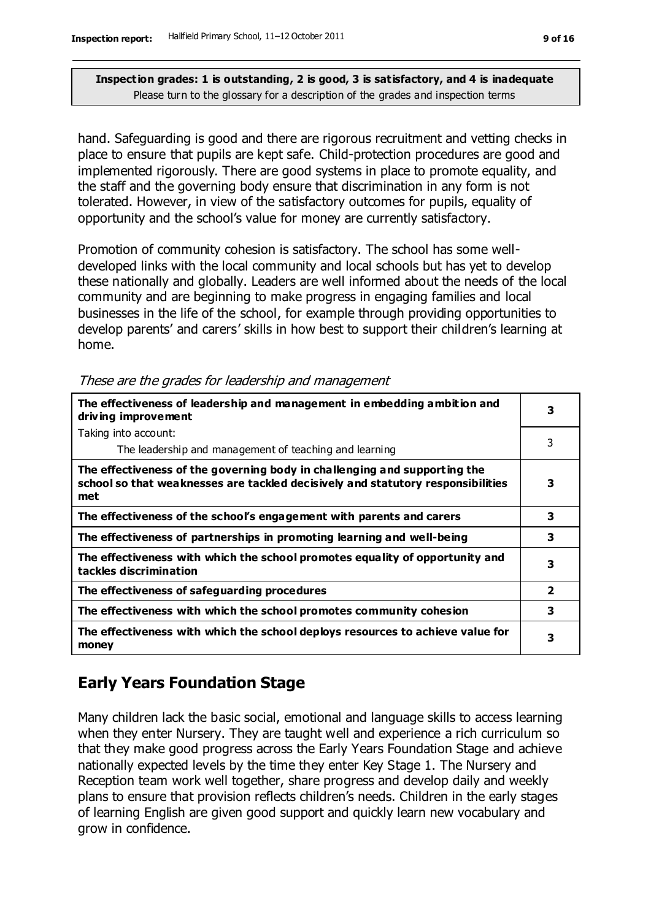**Inspection grades: 1 is outstanding, 2 is good, 3 is satisfactory, and 4 is inadequate**
Please turn to the glossary for a description of the grades and inspection terms

hand. Safeguarding is good and there are rigorous recruitment and vetting checks in place to ensure that pupils are kept safe. Child-protection procedures are good and implemented rigorously. There are good systems in place to promote equality, and the staff and the governing body ensure that discrimination in any form is not tolerated. However, in view of the satisfactory outcomes for pupils, equality of opportunity and the school's value for money are currently satisfactory.

Promotion of community cohesion is satisfactory. The school has some well-developed links with the local community and local schools but has yet to develop these nationally and globally. Leaders are well informed about the needs of the local community and are beginning to make progress in engaging families and local businesses in the life of the school, for example through providing opportunities to develop parents' and carers' skills in how best to support their children's learning at home.

*These are the grades for leadership and management*

| | |
|---|---|
| **The effectiveness of leadership and management in embedding ambition and driving improvement** | **3** |
| Taking into account:<br>The leadership and management of teaching and learning | 3 |
| **The effectiveness of the governing body in challenging and supporting the school so that weaknesses are tackled decisively and statutory responsibilities met** | **3** |
| **The effectiveness of the school's engagement with parents and carers** | **3** |
| **The effectiveness of partnerships in promoting learning and well-being** | **3** |
| **The effectiveness with which the school promotes equality of opportunity and tackles discrimination** | **3** |
| **The effectiveness of safeguarding procedures** | **2** |
| **The effectiveness with which the school promotes community cohesion** | **3** |
| **The effectiveness with which the school deploys resources to achieve value for money** | **3** |

## Early Years Foundation Stage

Many children lack the basic social, emotional and language skills to access learning when they enter Nursery. They are taught well and experience a rich curriculum so that they make good progress across the Early Years Foundation Stage and achieve nationally expected levels by the time they enter Key Stage 1. The Nursery and Reception team work well together, share progress and develop daily and weekly plans to ensure that provision reflects children's needs. Children in the early stages of learning English are given good support and quickly learn new vocabulary and grow in confidence.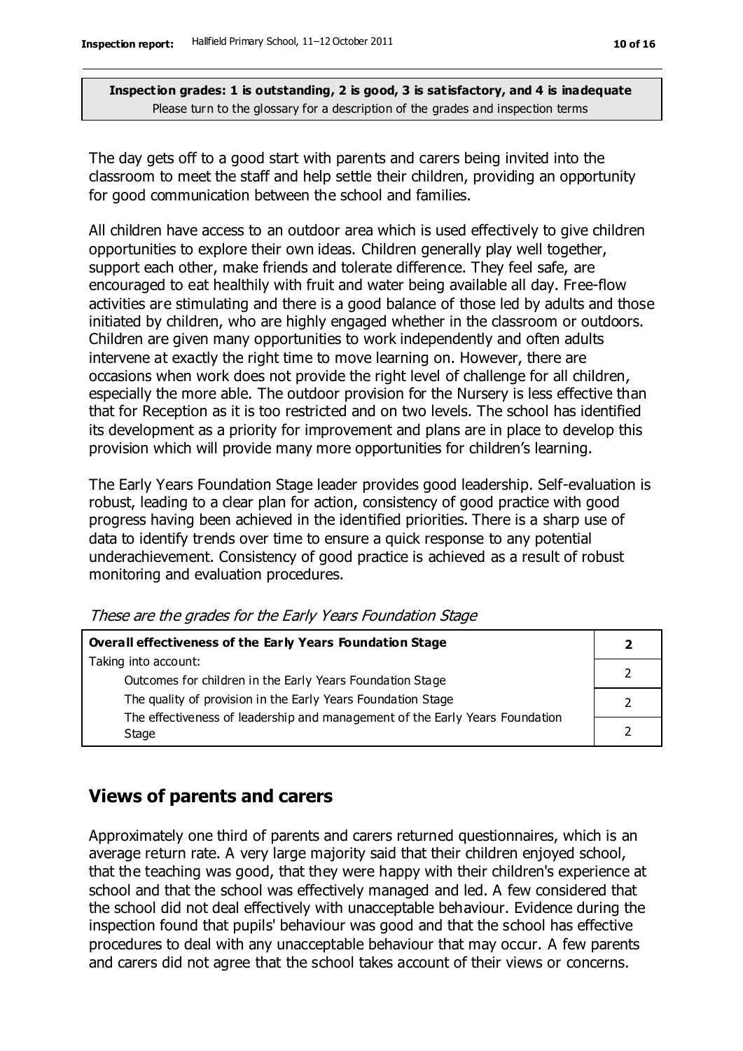**Inspection grades: 1 is outstanding, 2 is good, 3 is satisfactory, and 4 is inadequate**
Please turn to the glossary for a description of the grades and inspection terms

The day gets off to a good start with parents and carers being invited into the classroom to meet the staff and help settle their children, providing an opportunity for good communication between the school and families.

All children have access to an outdoor area which is used effectively to give children opportunities to explore their own ideas. Children generally play well together, support each other, make friends and tolerate difference. They feel safe, are encouraged to eat healthily with fruit and water being available all day. Free-flow activities are stimulating and there is a good balance of those led by adults and those initiated by children, who are highly engaged whether in the classroom or outdoors. Children are given many opportunities to work independently and often adults intervene at exactly the right time to move learning on. However, there are occasions when work does not provide the right level of challenge for all children, especially the more able. The outdoor provision for the Nursery is less effective than that for Reception as it is too restricted and on two levels. The school has identified its development as a priority for improvement and plans are in place to develop this provision which will provide many more opportunities for children's learning.

The Early Years Foundation Stage leader provides good leadership. Self-evaluation is robust, leading to a clear plan for action, consistency of good practice with good progress having been achieved in the identified priorities. There is a sharp use of data to identify trends over time to ensure a quick response to any potential underachievement. Consistency of good practice is achieved as a result of robust monitoring and evaluation procedures.

*These are the grades for the Early Years Foundation Stage*

| **Overall effectiveness of the Early Years Foundation Stage** | **2** |
|---|---|
| Taking into account: | |
| Outcomes for children in the Early Years Foundation Stage | 2 |
| The quality of provision in the Early Years Foundation Stage | 2 |
| The effectiveness of leadership and management of the Early Years Foundation Stage | 2 |

## Views of parents and carers

Approximately one third of parents and carers returned questionnaires, which is an average return rate. A very large majority said that their children enjoyed school, that the teaching was good, that they were happy with their children's experience at school and that the school was effectively managed and led. A few considered that the school did not deal effectively with unacceptable behaviour. Evidence during the inspection found that pupils' behaviour was good and that the school has effective procedures to deal with any unacceptable behaviour that may occur. A few parents and carers did not agree that the school takes account of their views or concerns.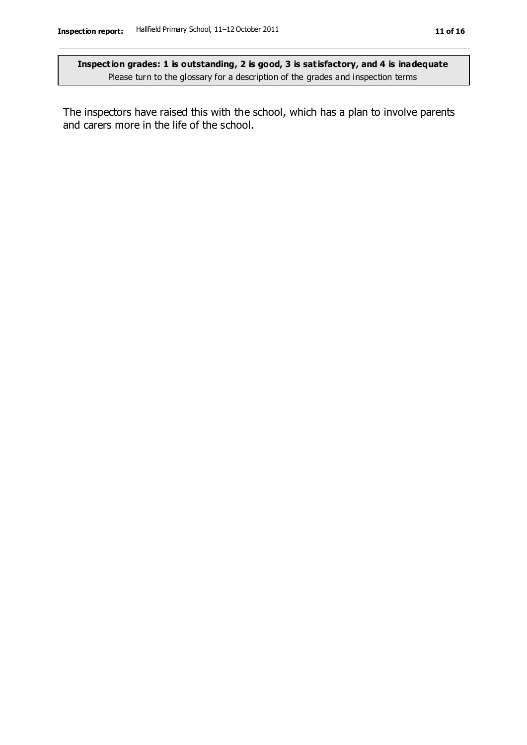**Inspection grades: 1 is outstanding, 2 is good, 3 is satisfactory, and 4 is inadequate**
Please turn to the glossary for a description of the grades and inspection terms

The inspectors have raised this with the school, which has a plan to involve parents and carers more in the life of the school.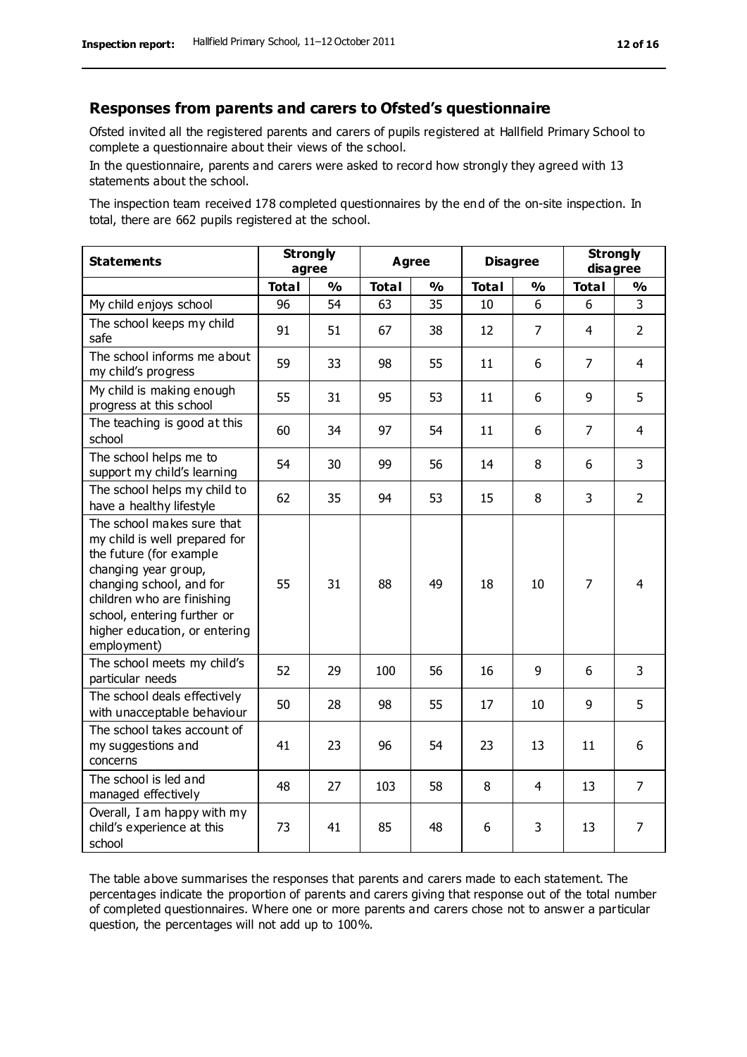## Responses from parents and carers to Ofsted's questionnaire

Ofsted invited all the registered parents and carers of pupils registered at Hallfield Primary School to complete a questionnaire about their views of the school.

In the questionnaire, parents and carers were asked to record how strongly they agreed with 13 statements about the school.

The inspection team received 178 completed questionnaires by the end of the on-site inspection. In total, there are 662 pupils registered at the school.

| Statements | Strongly agree | | Agree | | Disagree | | Strongly disagree | |
|---|---|---|---|---|---|---|---|---|
| | **Total** | **%** | **Total** | **%** | **Total** | **%** | **Total** | **%** |
| My child enjoys school | 96 | 54 | 63 | 35 | 10 | 6 | 6 | 3 |
| The school keeps my child safe | 91 | 51 | 67 | 38 | 12 | 7 | 4 | 2 |
| The school informs me about my child's progress | 59 | 33 | 98 | 55 | 11 | 6 | 7 | 4 |
| My child is making enough progress at this school | 55 | 31 | 95 | 53 | 11 | 6 | 9 | 5 |
| The teaching is good at this school | 60 | 34 | 97 | 54 | 11 | 6 | 7 | 4 |
| The school helps me to support my child's learning | 54 | 30 | 99 | 56 | 14 | 8 | 6 | 3 |
| The school helps my child to have a healthy lifestyle | 62 | 35 | 94 | 53 | 15 | 8 | 3 | 2 |
| The school makes sure that my child is well prepared for the future (for example changing year group, changing school, and for children who are finishing school, entering further or higher education, or entering employment) | 55 | 31 | 88 | 49 | 18 | 10 | 7 | 4 |
| The school meets my child's particular needs | 52 | 29 | 100 | 56 | 16 | 9 | 6 | 3 |
| The school deals effectively with unacceptable behaviour | 50 | 28 | 98 | 55 | 17 | 10 | 9 | 5 |
| The school takes account of my suggestions and concerns | 41 | 23 | 96 | 54 | 23 | 13 | 11 | 6 |
| The school is led and managed effectively | 48 | 27 | 103 | 58 | 8 | 4 | 13 | 7 |
| Overall, I am happy with my child's experience at this school | 73 | 41 | 85 | 48 | 6 | 3 | 13 | 7 |

The table above summarises the responses that parents and carers made to each statement. The percentages indicate the proportion of parents and carers giving that response out of the total number of completed questionnaires. Where one or more parents and carers chose not to answer a particular question, the percentages will not add up to 100%.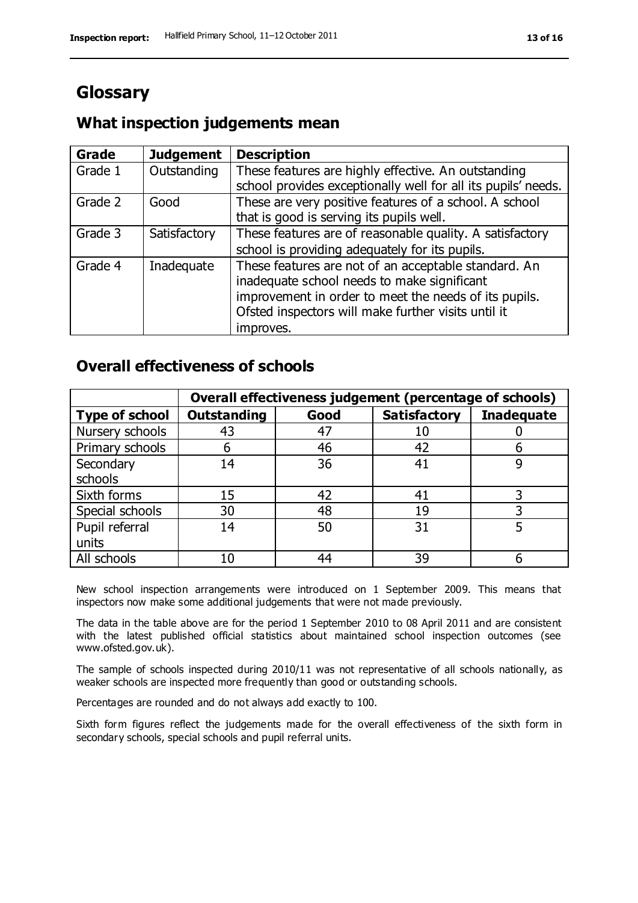# Glossary

## What inspection judgements mean

| Grade | Judgement | Description |
|---|---|---|
| Grade 1 | Outstanding | These features are highly effective. An outstanding school provides exceptionally well for all its pupils' needs. |
| Grade 2 | Good | These are very positive features of a school. A school that is good is serving its pupils well. |
| Grade 3 | Satisfactory | These features are of reasonable quality. A satisfactory school is providing adequately for its pupils. |
| Grade 4 | Inadequate | These features are not of an acceptable standard. An inadequate school needs to make significant improvement in order to meet the needs of its pupils. Ofsted inspectors will make further visits until it improves. |

## Overall effectiveness of schools

| | Overall effectiveness judgement (percentage of schools) | | | |
|---|---|---|---|---|
| **Type of school** | **Outstanding** | **Good** | **Satisfactory** | **Inadequate** |
| Nursery schools | 43 | 47 | 10 | 0 |
| Primary schools | 6 | 46 | 42 | 6 |
| Secondary schools | 14 | 36 | 41 | 9 |
| Sixth forms | 15 | 42 | 41 | 3 |
| Special schools | 30 | 48 | 19 | 3 |
| Pupil referral units | 14 | 50 | 31 | 5 |
| All schools | 10 | 44 | 39 | 6 |

New school inspection arrangements were introduced on 1 September 2009. This means that inspectors now make some additional judgements that were not made previously.

The data in the table above are for the period 1 September 2010 to 08 April 2011 and are consistent with the latest published official statistics about maintained school inspection outcomes (see www.ofsted.gov.uk).

The sample of schools inspected during 2010/11 was not representative of all schools nationally, as weaker schools are inspected more frequently than good or outstanding schools.

Percentages are rounded and do not always add exactly to 100.

Sixth form figures reflect the judgements made for the overall effectiveness of the sixth form in secondary schools, special schools and pupil referral units.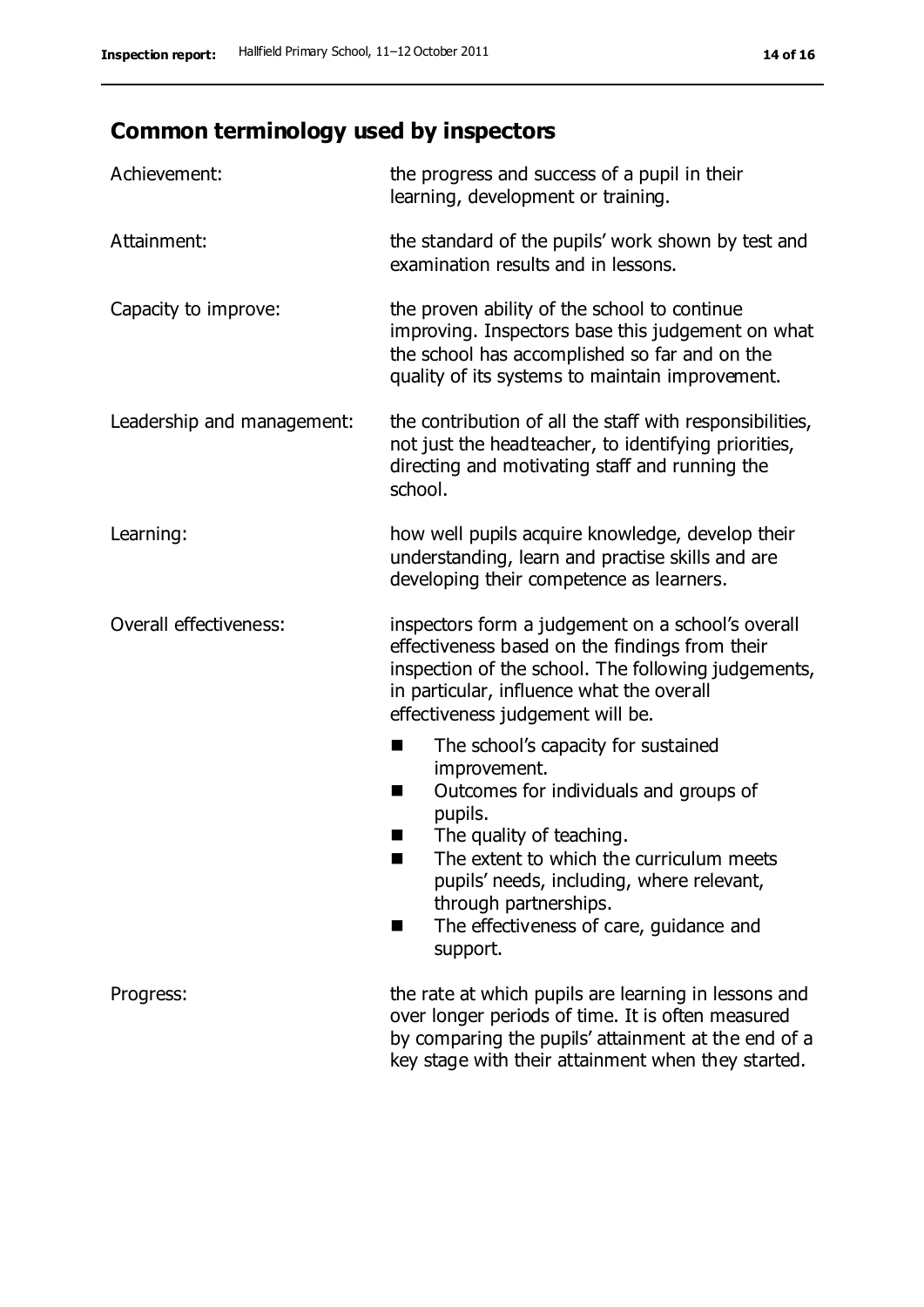## Common terminology used by inspectors

| | |
|---|---|
| Achievement: | the progress and success of a pupil in their learning, development or training. |
| Attainment: | the standard of the pupils' work shown by test and examination results and in lessons. |
| Capacity to improve: | the proven ability of the school to continue improving. Inspectors base this judgement on what the school has accomplished so far and on the quality of its systems to maintain improvement. |
| Leadership and management: | the contribution of all the staff with responsibilities, not just the headteacher, to identifying priorities, directing and motivating staff and running the school. |
| Learning: | how well pupils acquire knowledge, develop their understanding, learn and practise skills and are developing their competence as learners. |
| Overall effectiveness: | inspectors form a judgement on a school's overall effectiveness based on the findings from their inspection of the school. The following judgements, in particular, influence what the overall effectiveness judgement will be.<br>■ The school's capacity for sustained improvement.<br>■ Outcomes for individuals and groups of pupils.<br>■ The quality of teaching.<br>■ The extent to which the curriculum meets pupils' needs, including, where relevant, through partnerships.<br>■ The effectiveness of care, guidance and support. |
| Progress: | the rate at which pupils are learning in lessons and over longer periods of time. It is often measured by comparing the pupils' attainment at the end of a key stage with their attainment when they started. |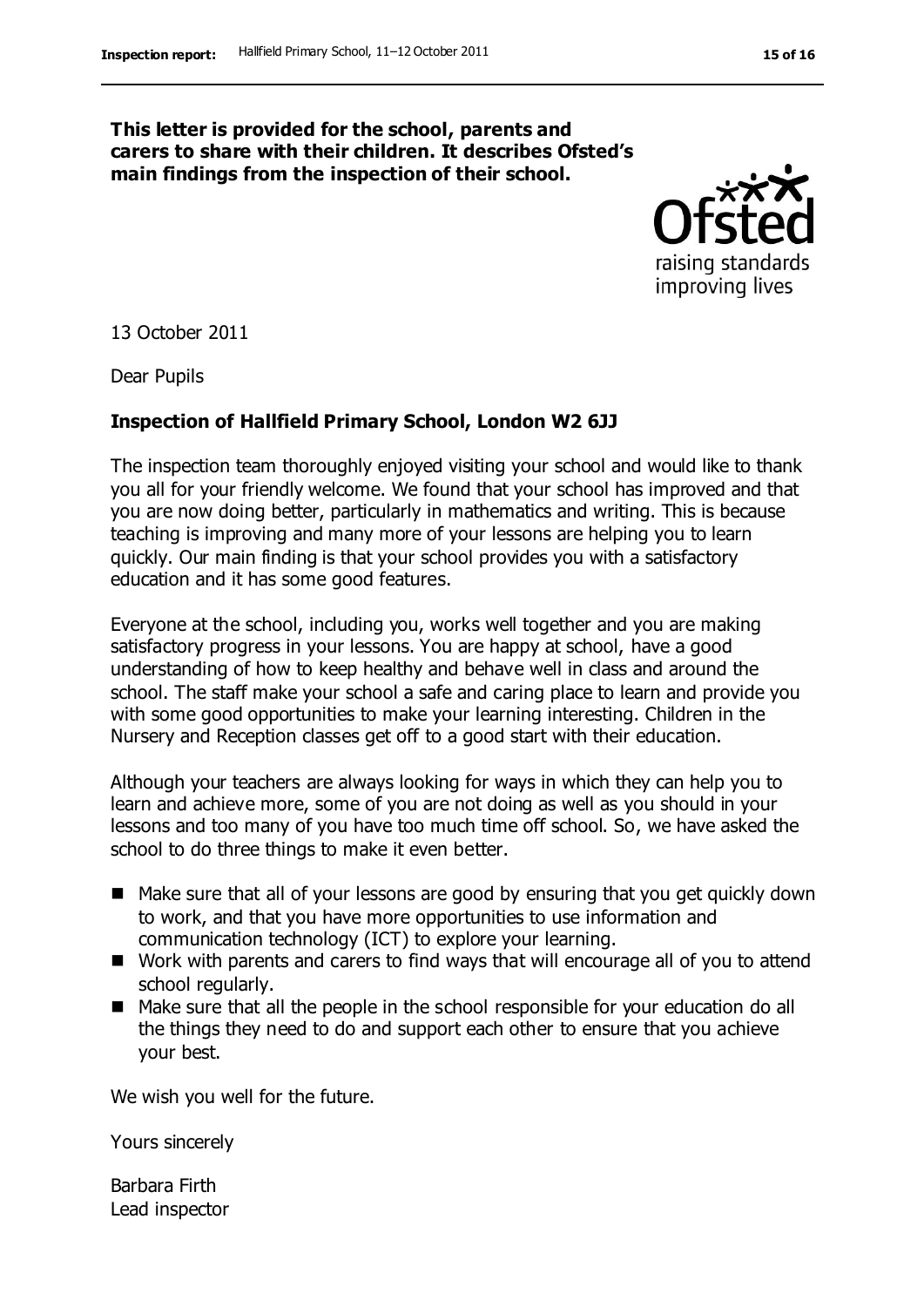**This letter is provided for the school, parents and carers to share with their children. It describes Ofsted's main findings from the inspection of their school.**

13 October 2011

Dear Pupils

**Inspection of Hallfield Primary School, London W2 6JJ**

The inspection team thoroughly enjoyed visiting your school and would like to thank you all for your friendly welcome. We found that your school has improved and that you are now doing better, particularly in mathematics and writing. This is because teaching is improving and many more of your lessons are helping you to learn quickly. Our main finding is that your school provides you with a satisfactory education and it has some good features.

Everyone at the school, including you, works well together and you are making satisfactory progress in your lessons. You are happy at school, have a good understanding of how to keep healthy and behave well in class and around the school. The staff make your school a safe and caring place to learn and provide you with some good opportunities to make your learning interesting. Children in the Nursery and Reception classes get off to a good start with their education.

Although your teachers are always looking for ways in which they can help you to learn and achieve more, some of you are not doing as well as you should in your lessons and too many of you have too much time off school. So, we have asked the school to do three things to make it even better.

- Make sure that all of your lessons are good by ensuring that you get quickly down to work, and that you have more opportunities to use information and communication technology (ICT) to explore your learning.
- Work with parents and carers to find ways that will encourage all of you to attend school regularly.
- Make sure that all the people in the school responsible for your education do all the things they need to do and support each other to ensure that you achieve your best.

We wish you well for the future.

Yours sincerely

Barbara Firth
Lead inspector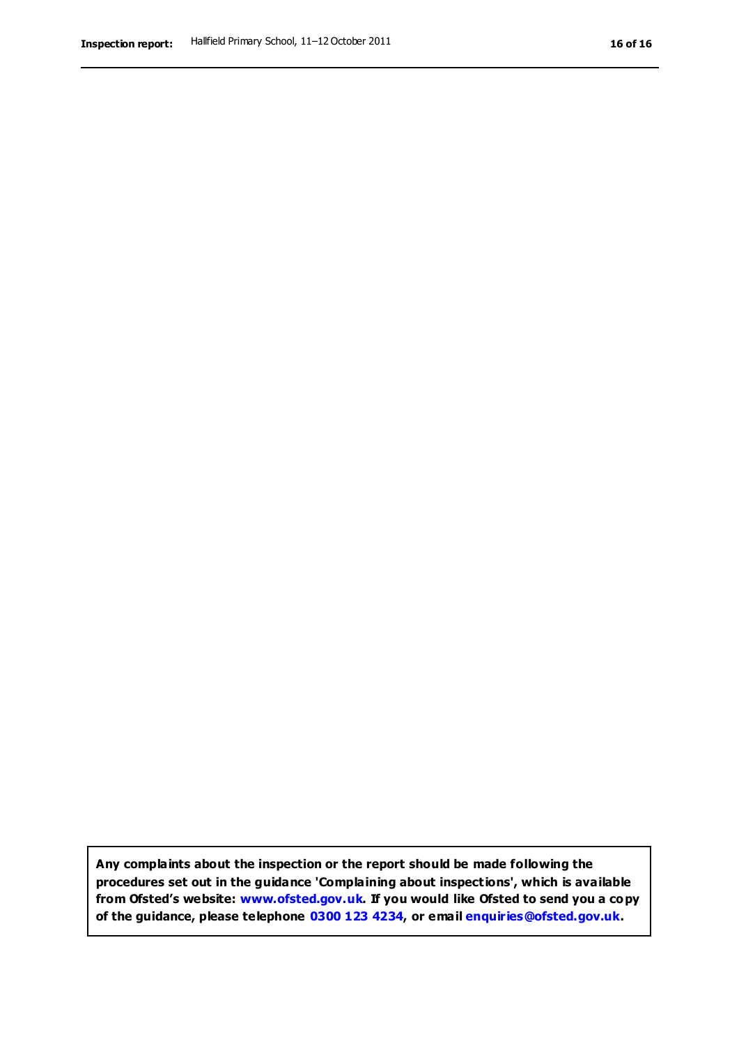**Any complaints about the inspection or the report should be made following the procedures set out in the guidance 'Complaining about inspections', which is available from Ofsted's website: www.ofsted.gov.uk. If you would like Ofsted to send you a copy of the guidance, please telephone 0300 123 4234, or email enquiries@ofsted.gov.uk.**